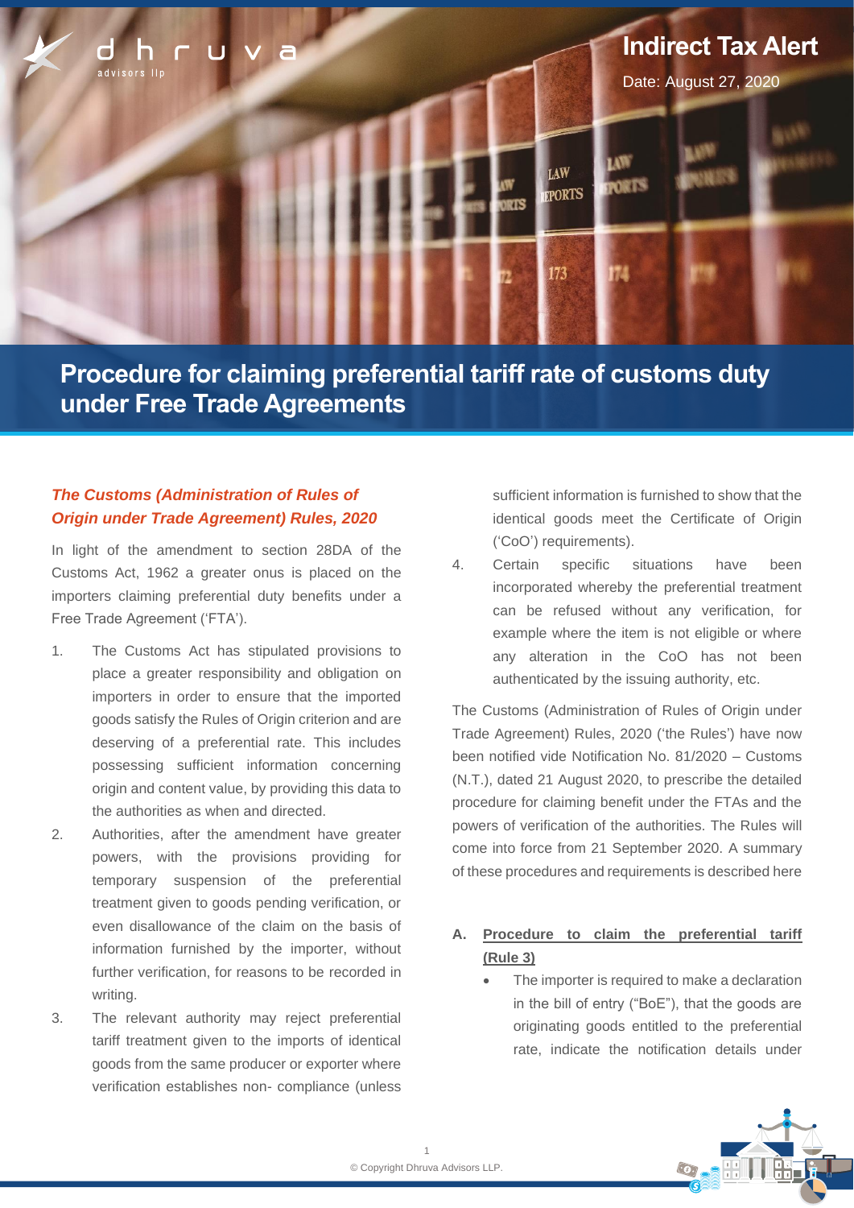Indirect Tax Alert

Date: August 27, 2020

# Procedure for claiming preferential tariff rate of customs duty under Free Trade Agreements

## *The Customs (Administration of Rules of Origin under Trade Agreement) Rules, 2020*

In light of the amendment to section 28DA of the Customs Act, 1962 a greater onus is placed on the importers claiming preferential duty benefits under a Free Trade Agreement ('FTA').

1. The Customs Act has stipulated provisions to place a greater responsibility and obligation on importers in order to ensure that the imported goods satisfy the Rules of Origin criterion and are deserving of a preferential rate. This includes possessing sufficient information concerning origin and content value, by providing this data to the authorities as when and directed.
2. Authorities, after the amendment have greater powers, with the provisions providing for temporary suspension of the preferential treatment given to goods pending verification, or even disallowance of the claim on the basis of information furnished by the importer, without further verification, for reasons to be recorded in writing.
3. The relevant authority may reject preferential tariff treatment given to the imports of identical goods from the same producer or exporter where verification establishes non- compliance (unless sufficient information is furnished to show that the identical goods meet the Certificate of Origin ('CoO') requirements).
4. Certain specific situations have been incorporated whereby the preferential treatment can be refused without any verification, for example where the item is not eligible or where any alteration in the CoO has not been authenticated by the issuing authority, etc.

The Customs (Administration of Rules of Origin under Trade Agreement) Rules, 2020 ('the Rules') have now been notified vide Notification No. 81/2020 – Customs (N.T.), dated 21 August 2020, to prescribe the detailed procedure for claiming benefit under the FTAs and the powers of verification of the authorities. The Rules will come into force from 21 September 2020. A summary of these procedures and requirements is described here

### A. Procedure to claim the preferential tariff (Rule 3)

- The importer is required to make a declaration in the bill of entry ("BoE"), that the goods are originating goods entitled to the preferential rate, indicate the notification details under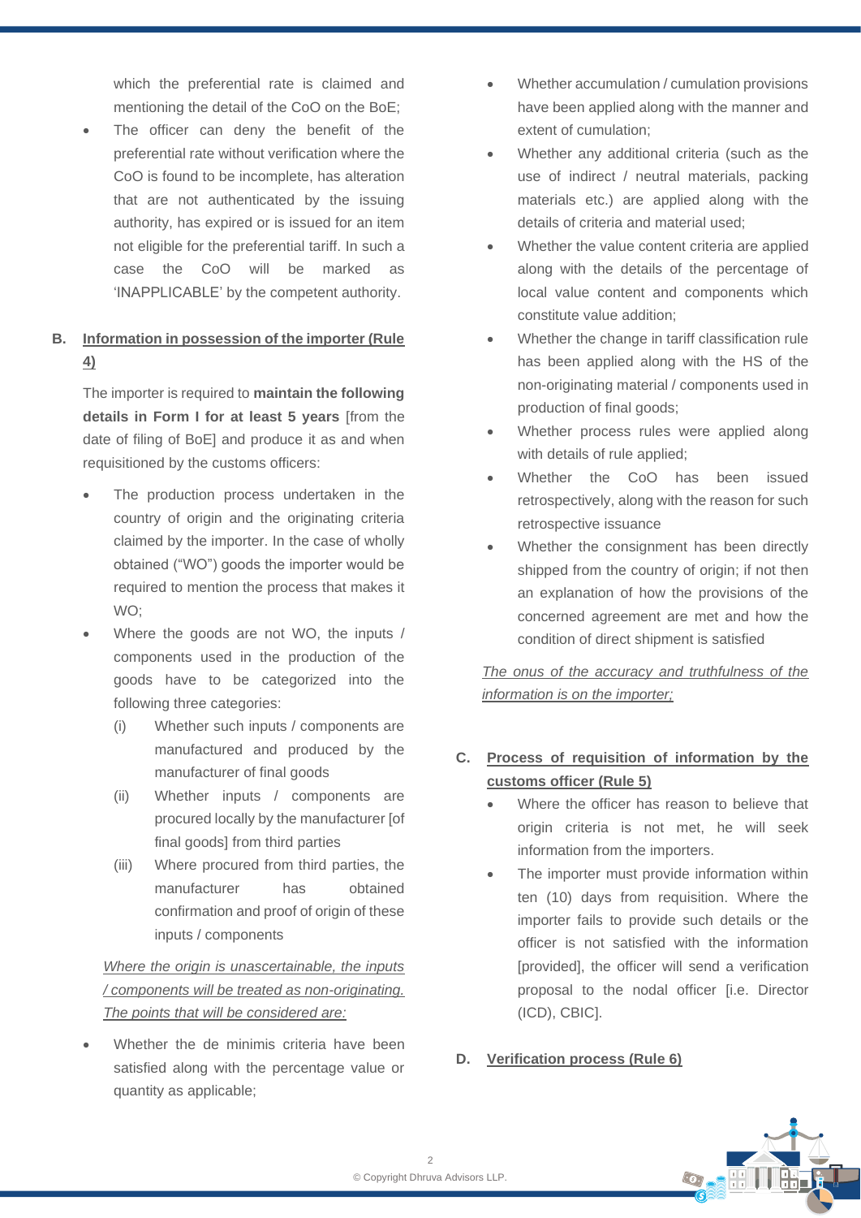which the preferential rate is claimed and mentioning the detail of the CoO on the BoE;

- The officer can deny the benefit of the preferential rate without verification where the CoO is found to be incomplete, has alteration that are not authenticated by the issuing authority, has expired or is issued for an item not eligible for the preferential tariff. In such a case the CoO will be marked as 'INAPPLICABLE' by the competent authority.

## B. Information in possession of the importer (Rule 4)

The importer is required to **maintain the following details in Form I for at least 5 years** [from the date of filing of BoE] and produce it as and when requisitioned by the customs officers:

- The production process undertaken in the country of origin and the originating criteria claimed by the importer. In the case of wholly obtained ("WO") goods the importer would be required to mention the process that makes it WO;
- Where the goods are not WO, the inputs / components used in the production of the goods have to be categorized into the following three categories:
  - (i) Whether such inputs / components are manufactured and produced by the manufacturer of final goods
  - (ii) Whether inputs / components are procured locally by the manufacturer [of final goods] from third parties
  - (iii) Where procured from third parties, the manufacturer has obtained confirmation and proof of origin of these inputs / components

*Where the origin is unascertainable, the inputs / components will be treated as non-originating. The points that will be considered are:*

- Whether the de minimis criteria have been satisfied along with the percentage value or quantity as applicable;
- Whether accumulation / cumulation provisions have been applied along with the manner and extent of cumulation;
- Whether any additional criteria (such as the use of indirect / neutral materials, packing materials etc.) are applied along with the details of criteria and material used;
- Whether the value content criteria are applied along with the details of the percentage of local value content and components which constitute value addition;
- Whether the change in tariff classification rule has been applied along with the HS of the non-originating material / components used in production of final goods;
- Whether process rules were applied along with details of rule applied;
- Whether the CoO has been issued retrospectively, along with the reason for such retrospective issuance
- Whether the consignment has been directly shipped from the country of origin; if not then an explanation of how the provisions of the concerned agreement are met and how the condition of direct shipment is satisfied

*The onus of the accuracy and truthfulness of the information is on the importer;*

## C. Process of requisition of information by the customs officer (Rule 5)

- Where the officer has reason to believe that origin criteria is not met, he will seek information from the importers.
- The importer must provide information within ten (10) days from requisition. Where the importer fails to provide such details or the officer is not satisfied with the information [provided], the officer will send a verification proposal to the nodal officer [i.e. Director (ICD), CBIC].

## D. Verification process (Rule 6)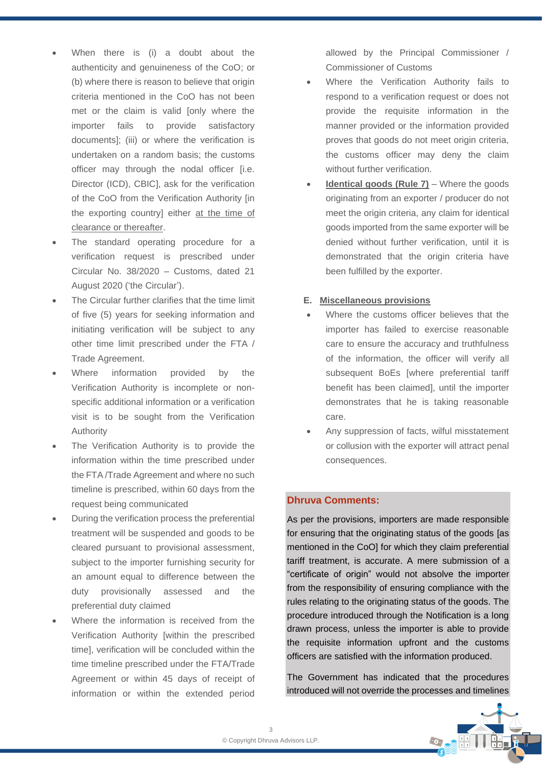- When there is (i) a doubt about the authenticity and genuineness of the CoO; or (b) where there is reason to believe that origin criteria mentioned in the CoO has not been met or the claim is valid [only where the importer fails to provide satisfactory documents]; (iii) or where the verification is undertaken on a random basis; the customs officer may through the nodal officer [i.e. Director (ICD), CBIC], ask for the verification of the CoO from the Verification Authority [in the exporting country] either at the time of clearance or thereafter.
- The standard operating procedure for a verification request is prescribed under Circular No. 38/2020 – Customs, dated 21 August 2020 ('the Circular').
- The Circular further clarifies that the time limit of five (5) years for seeking information and initiating verification will be subject to any other time limit prescribed under the FTA / Trade Agreement.
- Where information provided by the Verification Authority is incomplete or non-specific additional information or a verification visit is to be sought from the Verification Authority
- The Verification Authority is to provide the information within the time prescribed under the FTA /Trade Agreement and where no such timeline is prescribed, within 60 days from the request being communicated
- During the verification process the preferential treatment will be suspended and goods to be cleared pursuant to provisional assessment, subject to the importer furnishing security for an amount equal to difference between the duty provisionally assessed and the preferential duty claimed
- Where the information is received from the Verification Authority [within the prescribed time], verification will be concluded within the time timeline prescribed under the FTA/Trade Agreement or within 45 days of receipt of information or within the extended period allowed by the Principal Commissioner / Commissioner of Customs
- Where the Verification Authority fails to respond to a verification request or does not provide the requisite information in the manner provided or the information provided proves that goods do not meet origin criteria, the customs officer may deny the claim without further verification.
- **Identical goods (Rule 7)** – Where the goods originating from an exporter / producer do not meet the origin criteria, any claim for identical goods imported from the same exporter will be denied without further verification, until it is demonstrated that the origin criteria have been fulfilled by the exporter.

**E. Miscellaneous provisions**

- Where the customs officer believes that the importer has failed to exercise reasonable care to ensure the accuracy and truthfulness of the information, the officer will verify all subsequent BoEs [where preferential tariff benefit has been claimed], until the importer demonstrates that he is taking reasonable care.
- Any suppression of facts, wilful misstatement or collusion with the exporter will attract penal consequences.

**Dhruva Comments:**

As per the provisions, importers are made responsible for ensuring that the originating status of the goods [as mentioned in the CoO] for which they claim preferential tariff treatment, is accurate. A mere submission of a "certificate of origin" would not absolve the importer from the responsibility of ensuring compliance with the rules relating to the originating status of the goods. The procedure introduced through the Notification is a long drawn process, unless the importer is able to provide the requisite information upfront and the customs officers are satisfied with the information produced.

The Government has indicated that the procedures introduced will not override the processes and timelines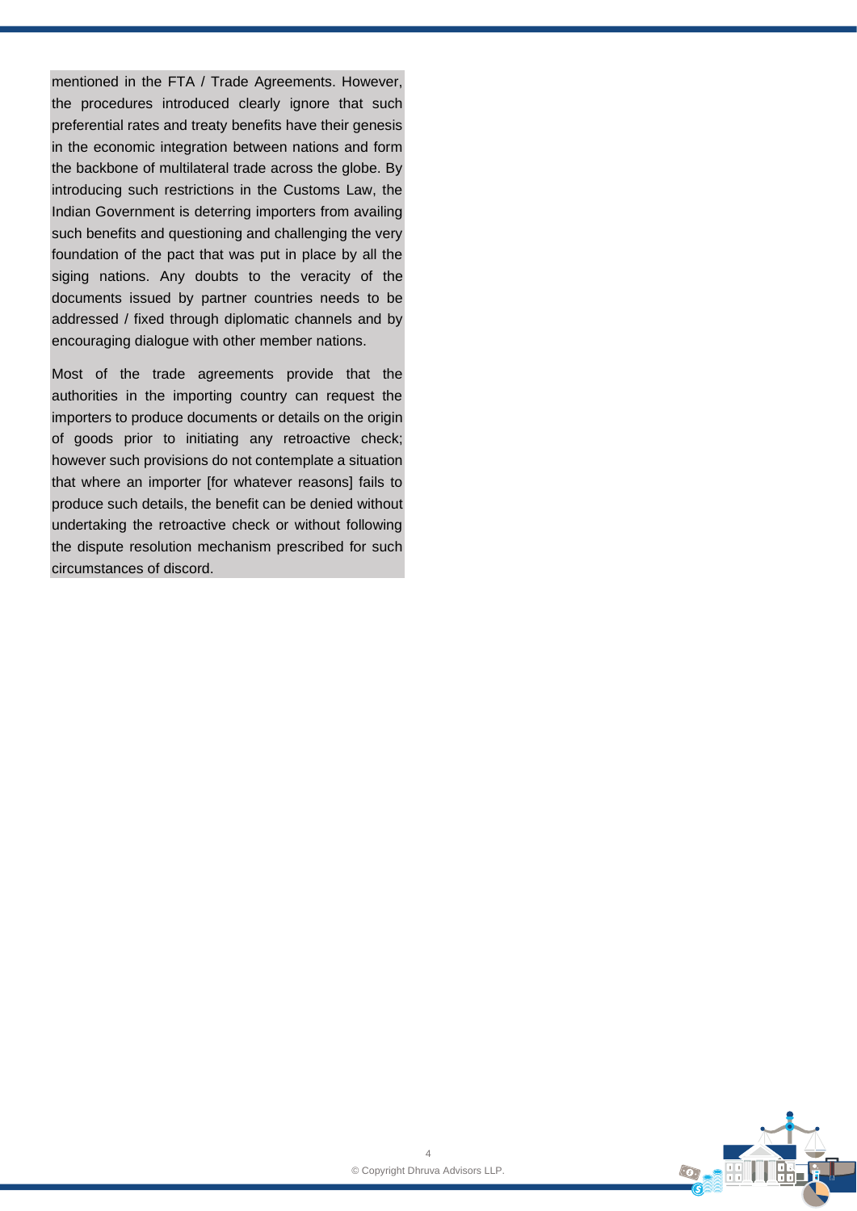mentioned in the FTA / Trade Agreements. However, the procedures introduced clearly ignore that such preferential rates and treaty benefits have their genesis in the economic integration between nations and form the backbone of multilateral trade across the globe. By introducing such restrictions in the Customs Law, the Indian Government is deterring importers from availing such benefits and questioning and challenging the very foundation of the pact that was put in place by all the siging nations. Any doubts to the veracity of the documents issued by partner countries needs to be addressed / fixed through diplomatic channels and by encouraging dialogue with other member nations.

Most of the trade agreements provide that the authorities in the importing country can request the importers to produce documents or details on the origin of goods prior to initiating any retroactive check; however such provisions do not contemplate a situation that where an importer [for whatever reasons] fails to produce such details, the benefit can be denied without undertaking the retroactive check or without following the dispute resolution mechanism prescribed for such circumstances of discord.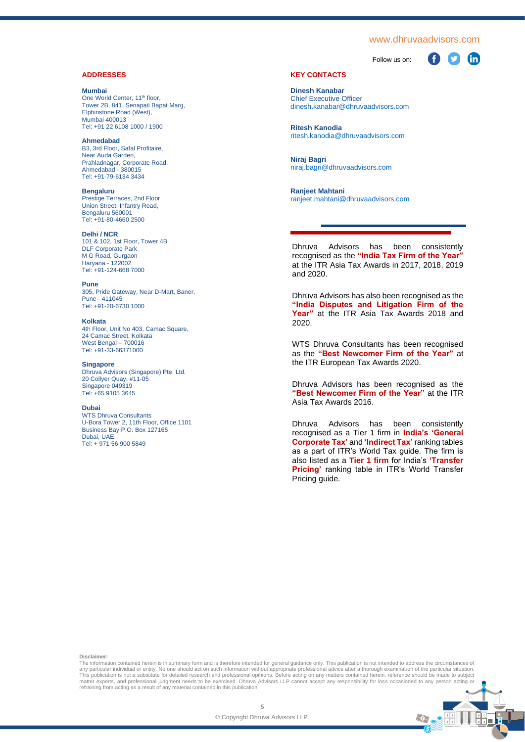www.dhruvaadvisors.com

Follow us on:

## ADDRESSES

**Mumbai**
One World Center, 11th floor,
Tower 2B, 841, Senapati Bapat Marg,
Elphinstone Road (West),
Mumbai 400013
Tel: +91 22 6108 1000 / 1900

**Ahmedabad**
B3, 3rd Floor, Safal Profitaire,
Near Auda Garden,
Prahladnagar, Corporate Road,
Ahmedabad - 380015
Tel: +91-79-6134 3434

**Bengaluru**
Prestige Terraces, 2nd Floor
Union Street, Infantry Road,
Bengaluru 560001
Tel: +91-80-4660 2500

**Delhi / NCR**
101 & 102, 1st Floor, Tower 4B
DLF Corporate Park
M G Road, Gurgaon
Haryana - 122002
Tel: +91-124-668 7000

**Pune**
305, Pride Gateway, Near D-Mart, Baner,
Pune - 411045
Tel: +91-20-6730 1000

**Kolkata**
4th Floor, Unit No 403, Camac Square,
24 Camac Street, Kolkata
West Bengal – 700016
Tel: +91-33-66371000

**Singapore**
Dhruva Advisors (Singapore) Pte. Ltd.
20 Collyer Quay, #11-05
Singapore 049319
Tel: +65 9105 3645

**Dubai**
WTS Dhruva Consultants
U-Bora Tower 2, 11th Floor, Office 1101
Business Bay P.O. Box 127165
Dubai, UAE
Tel: + 971 56 900 5849

## KEY CONTACTS

**Dinesh Kanabar**
Chief Executive Officer
dinesh.kanabar@dhruvaadvisors.com

**Ritesh Kanodia**
ritesh.kanodia@dhruvaadvisors.com

**Niraj Bagri**
niraj.bagri@dhruvaadvisors.com

**Ranjeet Mahtani**
ranjeet.mahtani@dhruvaadvisors.com

Dhruva Advisors has been consistently recognised as the **"India Tax Firm of the Year"** at the ITR Asia Tax Awards in 2017, 2018, 2019 and 2020.

Dhruva Advisors has also been recognised as the **"India Disputes and Litigation Firm of the Year"** at the ITR Asia Tax Awards 2018 and 2020.

WTS Dhruva Consultants has been recognised as the **"Best Newcomer Firm of the Year"** at the ITR European Tax Awards 2020.

Dhruva Advisors has been recognised as the **"Best Newcomer Firm of the Year"** at the ITR Asia Tax Awards 2016.

Dhruva Advisors has been consistently recognised as a Tier 1 firm in **India's 'General Corporate Tax'** and **'Indirect Tax'** ranking tables as a part of ITR's World Tax guide. The firm is also listed as a **Tier 1 firm** for India's **'Transfer Pricing'** ranking table in ITR's World Transfer Pricing guide.

**Disclaimer:**
The information contained herein is in summary form and is therefore intended for general guidance only. This publication is not intended to address the circumstances of any particular individual or entity. No one should act on such information without appropriate professional advice after a thorough examination of the particular situation. This publication is not a substitute for detailed research and professional opinions. Before acting on any matters contained herein, reference should be made to subject matter experts, and professional judgment needs to be exercised. Dhruva Advisors LLP cannot accept any responsibility for loss occasioned to any person acting or refraining from acting as a result of any material contained in this publication

© Copyright Dhruva Advisors LLP.